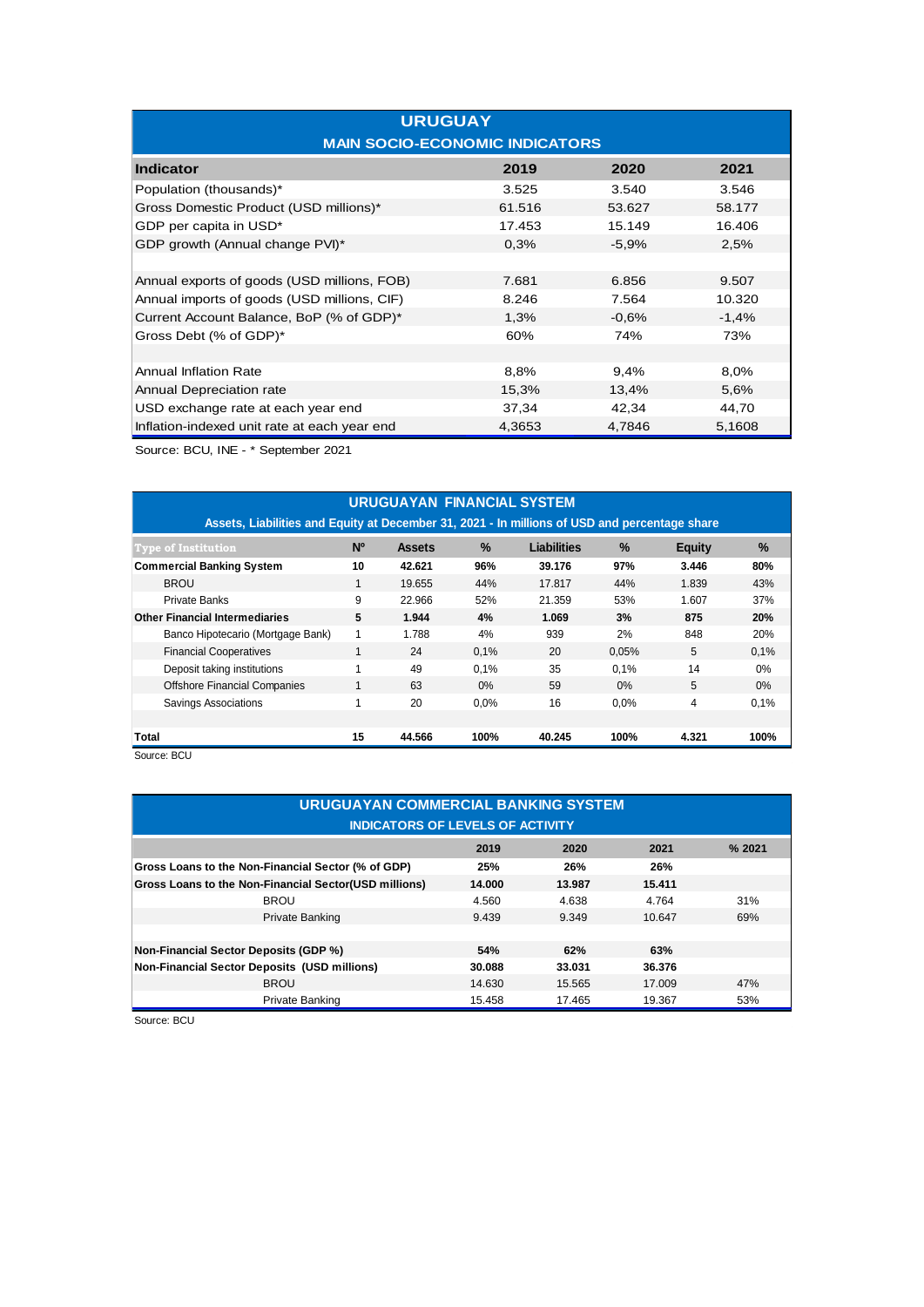## URUGUAY

### MAIN SOCIO-ECONOMIC INDICATORS

| Indicator | 2019 | 2020 | 2021 |
|---|---|---|---|
| Population (thousands)* | 3.525 | 3.540 | 3.546 |
| Gross Domestic Product (USD millions)* | 61.516 | 53.627 | 58.177 |
| GDP per capita in USD* | 17.453 | 15.149 | 16.406 |
| GDP growth (Annual change PVI)* | 0,3% | -5,9% | 2,5% |
| | | | |
| Annual exports of goods (USD millions, FOB) | 7.681 | 6.856 | 9.507 |
| Annual imports of goods (USD millions, CIF) | 8.246 | 7.564 | 10.320 |
| Current Account Balance, BoP (% of GDP)* | 1,3% | -0,6% | -1,4% |
| Gross Debt (% of GDP)* | 60% | 74% | 73% |
| | | | |
| Annual Inflation Rate | 8,8% | 9,4% | 8,0% |
| Annual Depreciation rate | 15,3% | 13,4% | 5,6% |
| USD exchange rate at each year end | 37,34 | 42,34 | 44,70 |
| Inflation-indexed unit rate at each year end | 4,3653 | 4,7846 | 5,1608 |

Source: BCU, INE - * September 2021

## URUGUAYAN FINANCIAL SYSTEM

### Assets, Liabilities and Equity at December 31, 2021 - In millions of USD and percentage share

| Type of Institution | Nº | Assets | % | Liabilities | % | Equity | % |
|---|---|---|---|---|---|---|---|
| **Commercial Banking System** | **10** | **42.621** | **96%** | **39.176** | **97%** | **3.446** | **80%** |
| BROU | 1 | 19.655 | 44% | 17.817 | 44% | 1.839 | 43% |
| Private Banks | 9 | 22.966 | 52% | 21.359 | 53% | 1.607 | 37% |
| **Other Financial Intermediaries** | **5** | **1.944** | **4%** | **1.069** | **3%** | **875** | **20%** |
| Banco Hipotecario (Mortgage Bank) | 1 | 1.788 | 4% | 939 | 2% | 848 | 20% |
| Financial Cooperatives | 1 | 24 | 0,1% | 20 | 0,05% | 5 | 0,1% |
| Deposit taking institutions | 1 | 49 | 0,1% | 35 | 0,1% | 14 | 0% |
| Offshore Financial Companies | 1 | 63 | 0% | 59 | 0% | 5 | 0% |
| Savings Associations | 1 | 20 | 0,0% | 16 | 0,0% | 4 | 0,1% |
| | | | | | | | |
| **Total** | **15** | **44.566** | **100%** | **40.245** | **100%** | **4.321** | **100%** |

Source: BCU

## URUGUAYAN COMMERCIAL BANKING SYSTEM

### INDICATORS OF LEVELS OF ACTIVITY

| | 2019 | 2020 | 2021 | % 2021 |
|---|---|---|---|---|
| **Gross Loans to the Non-Financial Sector (% of GDP)** | **25%** | **26%** | **26%** | |
| **Gross Loans to the Non-Financial Sector(USD millions)** | **14.000** | **13.987** | **15.411** | |
| BROU | 4.560 | 4.638 | 4.764 | 31% |
| Private Banking | 9.439 | 9.349 | 10.647 | 69% |
| | | | | |
| **Non-Financial Sector Deposits (GDP %)** | **54%** | **62%** | **63%** | |
| **Non-Financial Sector Deposits (USD millions)** | **30.088** | **33.031** | **36.376** | |
| BROU | 14.630 | 15.565 | 17.009 | 47% |
| Private Banking | 15.458 | 17.465 | 19.367 | 53% |

Source: BCU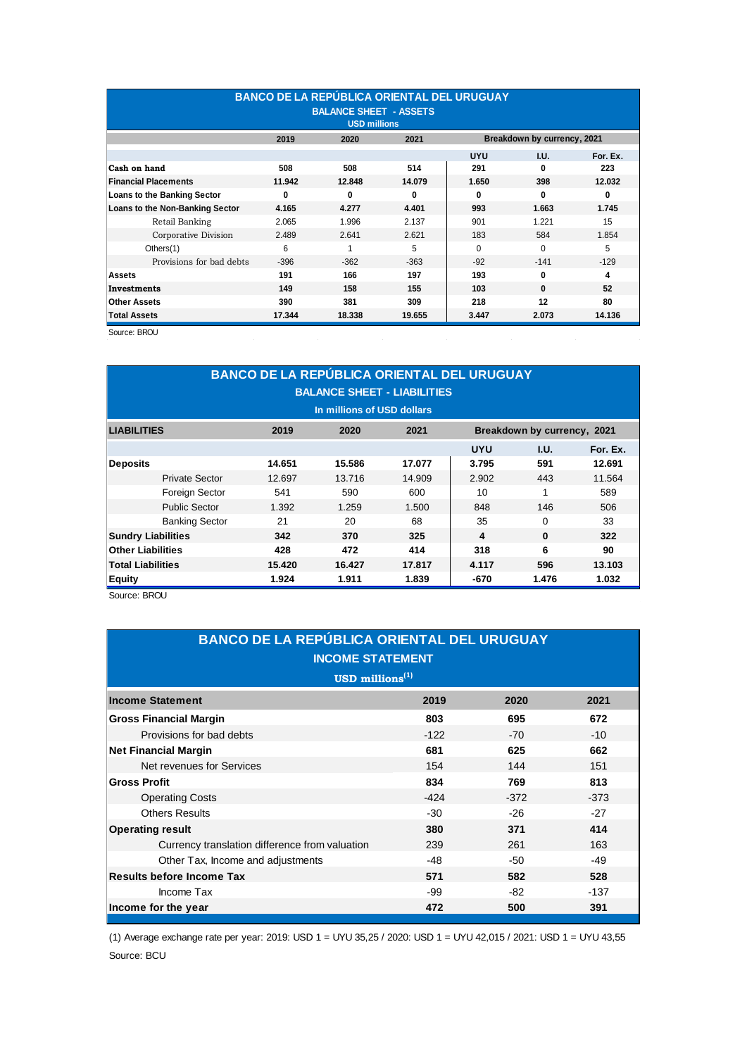## BANCO DE LA REPÚBLICA ORIENTAL DEL URUGUAY

### BALANCE SHEET - ASSETS

USD millions

| | 2019 | 2020 | 2021 | Breakdown by currency, 2021 | | |
|---|---|---|---|---|---|---|
| | | | | UYU | I.U. | For. Ex. |
| **Cash on hand** | **508** | **508** | **514** | **291** | **0** | **223** |
| **Financial Placements** | **11.942** | **12.848** | **14.079** | **1.650** | **398** | **12.032** |
| **Loans to the Banking Sector** | **0** | **0** | **0** | **0** | **0** | **0** |
| **Loans to the Non-Banking Sector** | **4.165** | **4.277** | **4.401** | **993** | **1.663** | **1.745** |
| Retail Banking | 2.065 | 1.996 | 2.137 | 901 | 1.221 | 15 |
| Corporative Division | 2.489 | 2.641 | 2.621 | 183 | 584 | 1.854 |
| Others(1) | 6 | 1 | 5 | 0 | 0 | 5 |
| Provisions for bad debts | -396 | -362 | -363 | -92 | -141 | -129 |
| **Assets** | **191** | **166** | **197** | **193** | **0** | **4** |
| **Investments** | **149** | **158** | **155** | **103** | **0** | **52** |
| **Other Assets** | **390** | **381** | **309** | **218** | **12** | **80** |
| **Total Assets** | **17.344** | **18.338** | **19.655** | **3.447** | **2.073** | **14.136** |

Source: BROU

## BANCO DE LA REPÚBLICA ORIENTAL DEL URUGUAY

### BALANCE SHEET - LIABILITIES

In millions of USD dollars

| LIABILITIES | 2019 | 2020 | 2021 | Breakdown by currency, 2021 | | |
|---|---|---|---|---|---|---|
| | | | | UYU | I.U. | For. Ex. |
| **Deposits** | **14.651** | **15.586** | **17.077** | **3.795** | **591** | **12.691** |
| Private Sector | 12.697 | 13.716 | 14.909 | 2.902 | 443 | 11.564 |
| Foreign Sector | 541 | 590 | 600 | 10 | 1 | 589 |
| Public Sector | 1.392 | 1.259 | 1.500 | 848 | 146 | 506 |
| Banking Sector | 21 | 20 | 68 | 35 | 0 | 33 |
| **Sundry Liabilities** | **342** | **370** | **325** | **4** | **0** | **322** |
| **Other Liabilities** | **428** | **472** | **414** | **318** | **6** | **90** |
| **Total Liabilities** | **15.420** | **16.427** | **17.817** | **4.117** | **596** | **13.103** |
| **Equity** | **1.924** | **1.911** | **1.839** | **-670** | **1.476** | **1.032** |

Source: BROU

## BANCO DE LA REPÚBLICA ORIENTAL DEL URUGUAY

### INCOME STATEMENT

USD millions[1]

| Income Statement | 2019 | 2020 | 2021 |
|---|---|---|---|
| **Gross Financial Margin** | **803** | **695** | **672** |
| Provisions for bad debts | -122 | -70 | -10 |
| **Net Financial Margin** | **681** | **625** | **662** |
| Net revenues for Services | 154 | 144 | 151 |
| **Gross Profit** | **834** | **769** | **813** |
| Operating Costs | -424 | -372 | -373 |
| Others Results | -30 | -26 | -27 |
| **Operating result** | **380** | **371** | **414** |
| Currency translation difference from valuation | 239 | 261 | 163 |
| Other Tax, Income and adjustments | -48 | -50 | -49 |
| **Results before Income Tax** | **571** | **582** | **528** |
| Income Tax | -99 | -82 | -137 |
| **Income for the year** | **472** | **500** | **391** |

(1) Average exchange rate per year: 2019: USD 1 = UYU 35,25 / 2020: USD 1 = UYU 42,015 / 2021: USD 1 = UYU 43,55

Source: BCU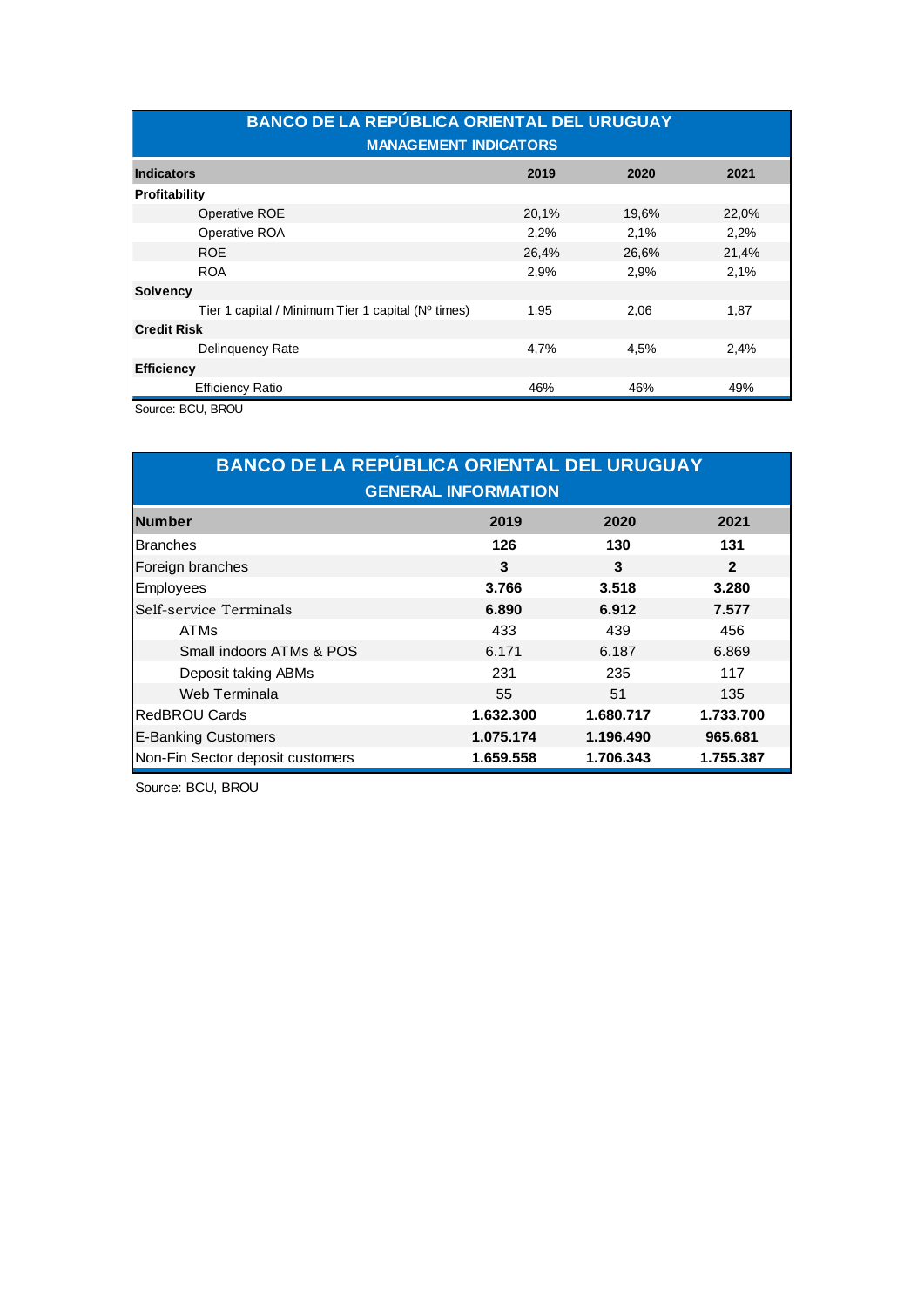## BANCO DE LA REPÚBLICA ORIENTAL DEL URUGUAY

### MANAGEMENT INDICATORS

| Indicators | 2019 | 2020 | 2021 |
|---|---|---|---|
| **Profitability** | | | |
| Operative ROE | 20,1% | 19,6% | 22,0% |
| Operative ROA | 2,2% | 2,1% | 2,2% |
| ROE | 26,4% | 26,6% | 21,4% |
| ROA | 2,9% | 2,9% | 2,1% |
| **Solvency** | | | |
| Tier 1 capital / Minimum Tier 1 capital (Nº times) | 1,95 | 2,06 | 1,87 |
| **Credit Risk** | | | |
| Delinquency Rate | 4,7% | 4,5% | 2,4% |
| **Efficiency** | | | |
| Efficiency Ratio | 46% | 46% | 49% |

Source: BCU, BROU

## BANCO DE LA REPÚBLICA ORIENTAL DEL URUGUAY

### GENERAL INFORMATION

| Number | 2019 | 2020 | 2021 |
|---|---|---|---|
| Branches | **126** | **130** | **131** |
| Foreign branches | **3** | **3** | **2** |
| Employees | **3.766** | **3.518** | **3.280** |
| Self-service Terminals | **6.890** | **6.912** | **7.577** |
| ATMs | 433 | 439 | 456 |
| Small indoors ATMs & POS | 6.171 | 6.187 | 6.869 |
| Deposit taking ABMs | 231 | 235 | 117 |
| Web Terminala | 55 | 51 | 135 |
| RedBROU Cards | **1.632.300** | **1.680.717** | **1.733.700** |
| E-Banking Customers | **1.075.174** | **1.196.490** | **965.681** |
| Non-Fin Sector deposit customers | **1.659.558** | **1.706.343** | **1.755.387** |

Source: BCU, BROU